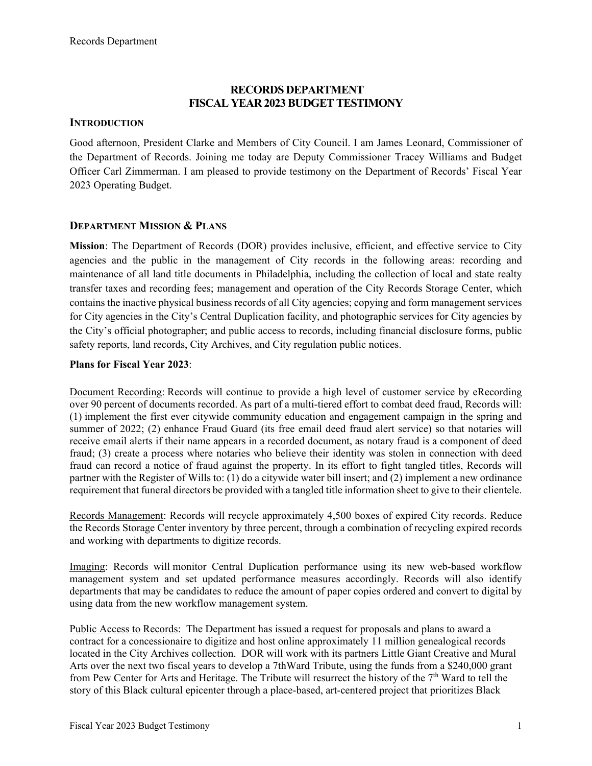# RECORDS DEPARTMENT
# FISCAL YEAR 2023 BUDGET TESTIMONY

## INTRODUCTION

Good afternoon, President Clarke and Members of City Council. I am James Leonard, Commissioner of the Department of Records. Joining me today are Deputy Commissioner Tracey Williams and Budget Officer Carl Zimmerman. I am pleased to provide testimony on the Department of Records' Fiscal Year 2023 Operating Budget.

## DEPARTMENT MISSION & PLANS

**Mission**: The Department of Records (DOR) provides inclusive, efficient, and effective service to City agencies and the public in the management of City records in the following areas: recording and maintenance of all land title documents in Philadelphia, including the collection of local and state realty transfer taxes and recording fees; management and operation of the City Records Storage Center, which contains the inactive physical business records of all City agencies; copying and form management services for City agencies in the City's Central Duplication facility, and photographic services for City agencies by the City's official photographer; and public access to records, including financial disclosure forms, public safety reports, land records, City Archives, and City regulation public notices.

**Plans for Fiscal Year 2023**:

Document Recording: Records will continue to provide a high level of customer service by eRecording over 90 percent of documents recorded. As part of a multi-tiered effort to combat deed fraud, Records will: (1) implement the first ever citywide community education and engagement campaign in the spring and summer of 2022; (2) enhance Fraud Guard (its free email deed fraud alert service) so that notaries will receive email alerts if their name appears in a recorded document, as notary fraud is a component of deed fraud; (3) create a process where notaries who believe their identity was stolen in connection with deed fraud can record a notice of fraud against the property. In its effort to fight tangled titles, Records will partner with the Register of Wills to: (1) do a citywide water bill insert; and (2) implement a new ordinance requirement that funeral directors be provided with a tangled title information sheet to give to their clientele.

Records Management: Records will recycle approximately 4,500 boxes of expired City records. Reduce the Records Storage Center inventory by three percent, through a combination of recycling expired records and working with departments to digitize records.

Imaging: Records will monitor Central Duplication performance using its new web-based workflow management system and set updated performance measures accordingly. Records will also identify departments that may be candidates to reduce the amount of paper copies ordered and convert to digital by using data from the new workflow management system.

Public Access to Records: The Department has issued a request for proposals and plans to award a contract for a concessionaire to digitize and host online approximately 11 million genealogical records located in the City Archives collection. DOR will work with its partners Little Giant Creative and Mural Arts over the next two fiscal years to develop a 7thWard Tribute, using the funds from a $240,000 grant from Pew Center for Arts and Heritage. The Tribute will resurrect the history of the 7th Ward to tell the story of this Black cultural epicenter through a place-based, art-centered project that prioritizes Black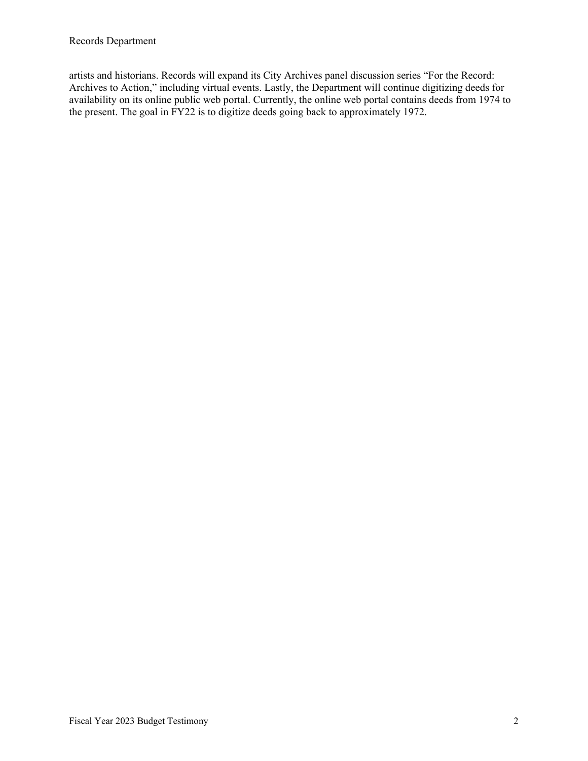artists and historians. Records will expand its City Archives panel discussion series "For the Record: Archives to Action," including virtual events. Lastly, the Department will continue digitizing deeds for availability on its online public web portal. Currently, the online web portal contains deeds from 1974 to the present. The goal in FY22 is to digitize deeds going back to approximately 1972.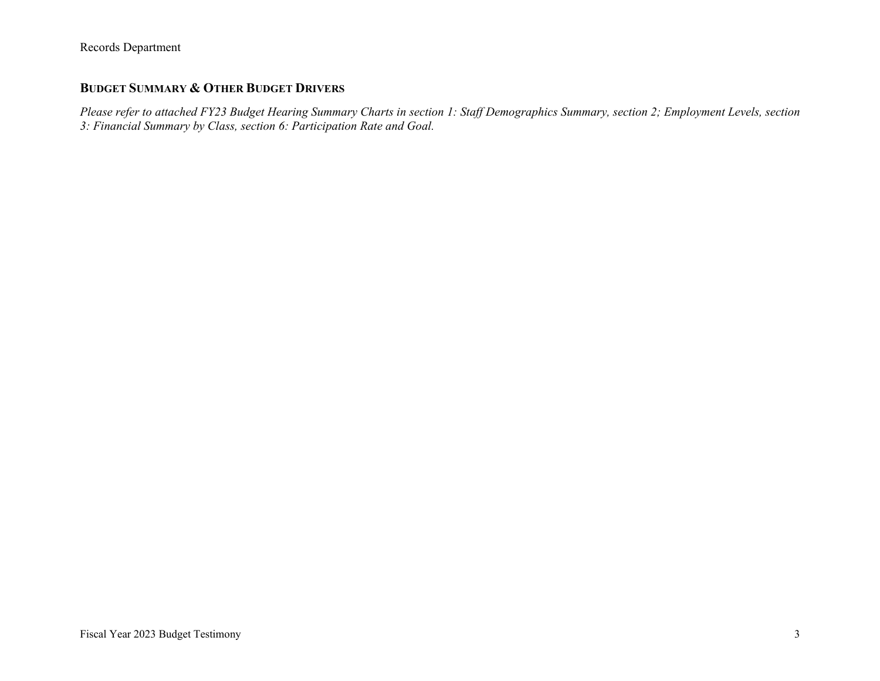## BUDGET SUMMARY & OTHER BUDGET DRIVERS

*Please refer to attached FY23 Budget Hearing Summary Charts in section 1: Staff Demographics Summary, section 2; Employment Levels, section 3: Financial Summary by Class, section 6: Participation Rate and Goal.*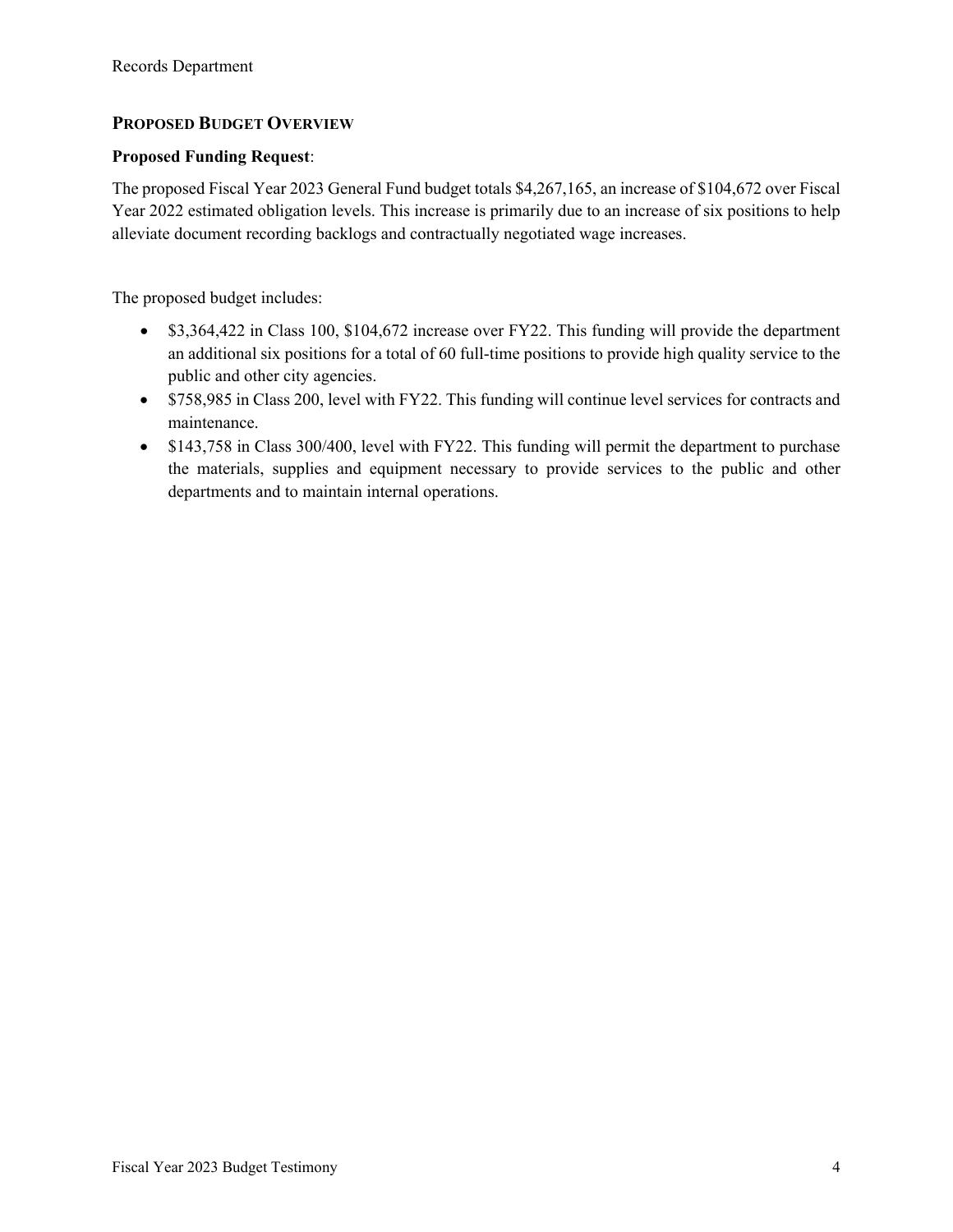## Proposed Budget Overview

**Proposed Funding Request**:

The proposed Fiscal Year 2023 General Fund budget totals $4,267,165, an increase of $104,672 over Fiscal Year 2022 estimated obligation levels. This increase is primarily due to an increase of six positions to help alleviate document recording backlogs and contractually negotiated wage increases.

The proposed budget includes:

- $3,364,422 in Class 100, $104,672 increase over FY22. This funding will provide the department an additional six positions for a total of 60 full-time positions to provide high quality service to the public and other city agencies.
- $758,985 in Class 200, level with FY22. This funding will continue level services for contracts and maintenance.
- $143,758 in Class 300/400, level with FY22. This funding will permit the department to purchase the materials, supplies and equipment necessary to provide services to the public and other departments and to maintain internal operations.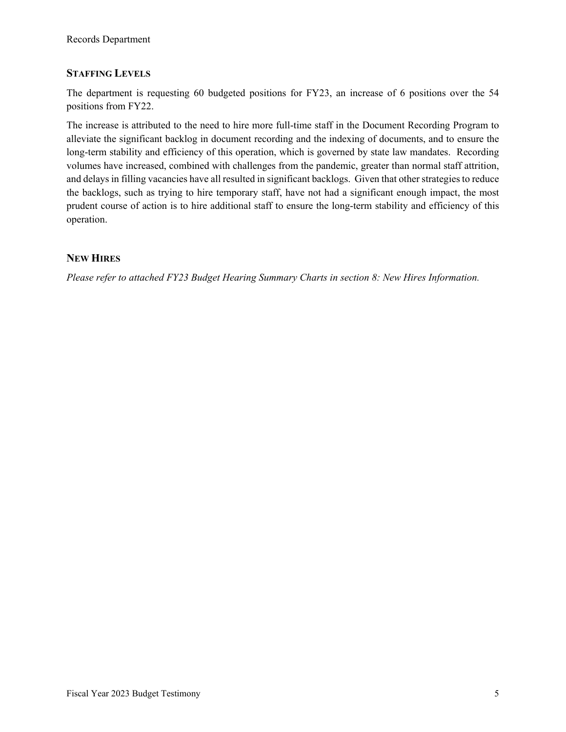## STAFFING LEVELS

The department is requesting 60 budgeted positions for FY23, an increase of 6 positions over the 54 positions from FY22.

The increase is attributed to the need to hire more full-time staff in the Document Recording Program to alleviate the significant backlog in document recording and the indexing of documents, and to ensure the long-term stability and efficiency of this operation, which is governed by state law mandates. Recording volumes have increased, combined with challenges from the pandemic, greater than normal staff attrition, and delays in filling vacancies have all resulted in significant backlogs. Given that other strategies to reduce the backlogs, such as trying to hire temporary staff, have not had a significant enough impact, the most prudent course of action is to hire additional staff to ensure the long-term stability and efficiency of this operation.

## NEW HIRES

*Please refer to attached FY23 Budget Hearing Summary Charts in section 8: New Hires Information.*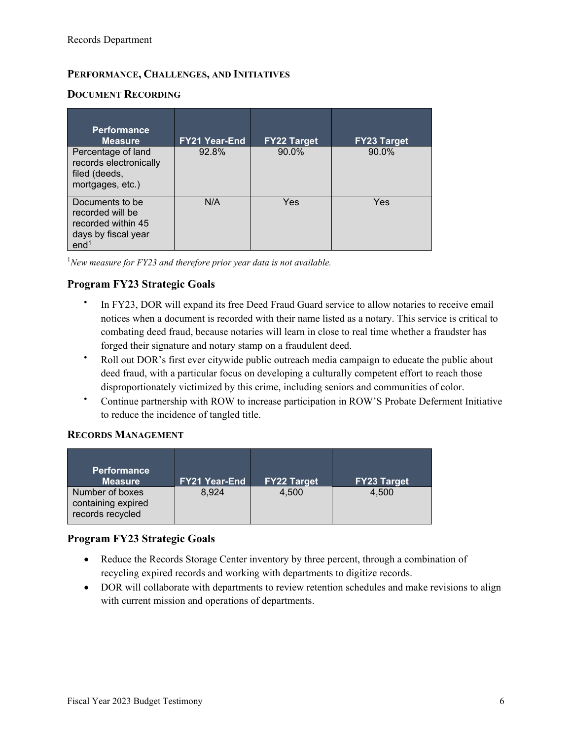## PERFORMANCE, CHALLENGES, AND INITIATIVES

### DOCUMENT RECORDING

| Performance Measure | FY21 Year-End | FY22 Target | FY23 Target |
|---|---|---|---|
| Percentage of land records electronically filed (deeds, mortgages, etc.) | 92.8% | 90.0% | 90.0% |
| Documents to be recorded will be recorded within 45 days by fiscal year end[1] | N/A | Yes | Yes |

[1]*New measure for FY23 and therefore prior year data is not available.*

### Program FY23 Strategic Goals

- In FY23, DOR will expand its free Deed Fraud Guard service to allow notaries to receive email notices when a document is recorded with their name listed as a notary. This service is critical to combating deed fraud, because notaries will learn in close to real time whether a fraudster has forged their signature and notary stamp on a fraudulent deed.
- Roll out DOR's first ever citywide public outreach media campaign to educate the public about deed fraud, with a particular focus on developing a culturally competent effort to reach those disproportionately victimized by this crime, including seniors and communities of color.
- Continue partnership with ROW to increase participation in ROW'S Probate Deferment Initiative to reduce the incidence of tangled title.

### RECORDS MANAGEMENT

| Performance Measure | FY21 Year-End | FY22 Target | FY23 Target |
|---|---|---|---|
| Number of boxes containing expired records recycled | 8,924 | 4,500 | 4,500 |

### Program FY23 Strategic Goals

- Reduce the Records Storage Center inventory by three percent, through a combination of recycling expired records and working with departments to digitize records.
- DOR will collaborate with departments to review retention schedules and make revisions to align with current mission and operations of departments.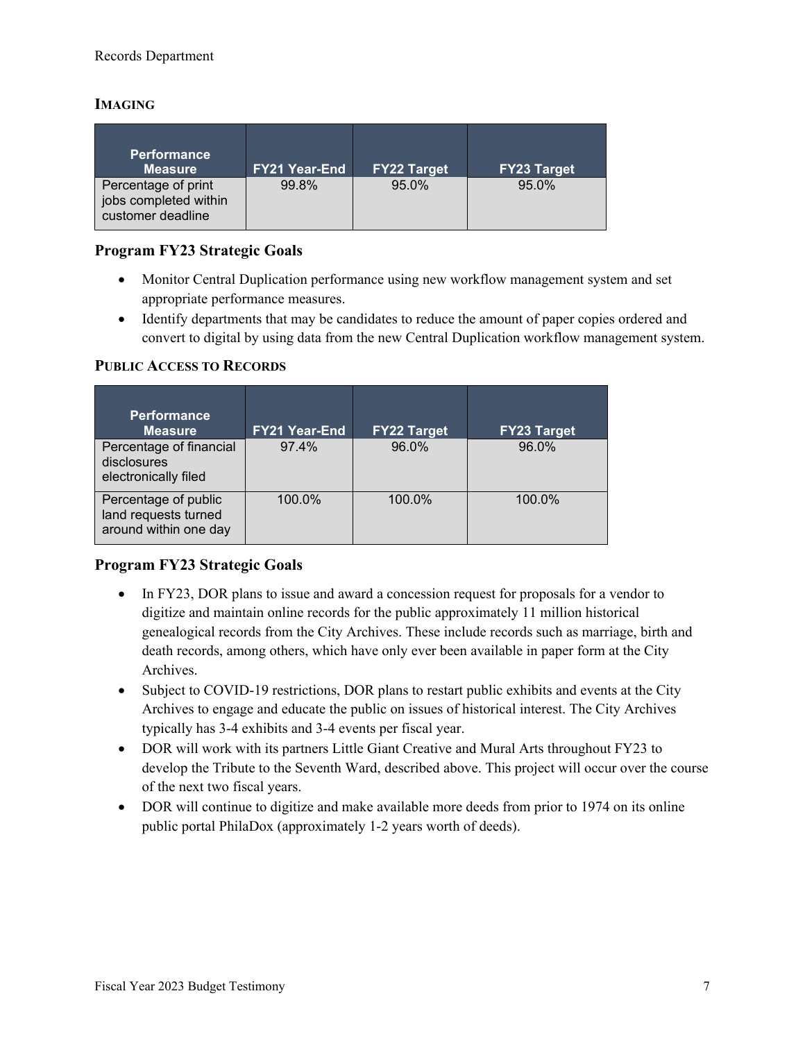### IMAGING

| Performance Measure | FY21 Year-End | FY22 Target | FY23 Target |
| --- | --- | --- | --- |
| Percentage of print jobs completed within customer deadline | 99.8% | 95.0% | 95.0% |

### Program FY23 Strategic Goals

- Monitor Central Duplication performance using new workflow management system and set appropriate performance measures.
- Identify departments that may be candidates to reduce the amount of paper copies ordered and convert to digital by using data from the new Central Duplication workflow management system.

### PUBLIC ACCESS TO RECORDS

| Performance Measure | FY21 Year-End | FY22 Target | FY23 Target |
| --- | --- | --- | --- |
| Percentage of financial disclosures electronically filed | 97.4% | 96.0% | 96.0% |
| Percentage of public land requests turned around within one day | 100.0% | 100.0% | 100.0% |

### Program FY23 Strategic Goals

- In FY23, DOR plans to issue and award a concession request for proposals for a vendor to digitize and maintain online records for the public approximately 11 million historical genealogical records from the City Archives. These include records such as marriage, birth and death records, among others, which have only ever been available in paper form at the City Archives.
- Subject to COVID-19 restrictions, DOR plans to restart public exhibits and events at the City Archives to engage and educate the public on issues of historical interest. The City Archives typically has 3-4 exhibits and 3-4 events per fiscal year.
- DOR will work with its partners Little Giant Creative and Mural Arts throughout FY23 to develop the Tribute to the Seventh Ward, described above. This project will occur over the course of the next two fiscal years.
- DOR will continue to digitize and make available more deeds from prior to 1974 on its online public portal PhilaDox (approximately 1-2 years worth of deeds).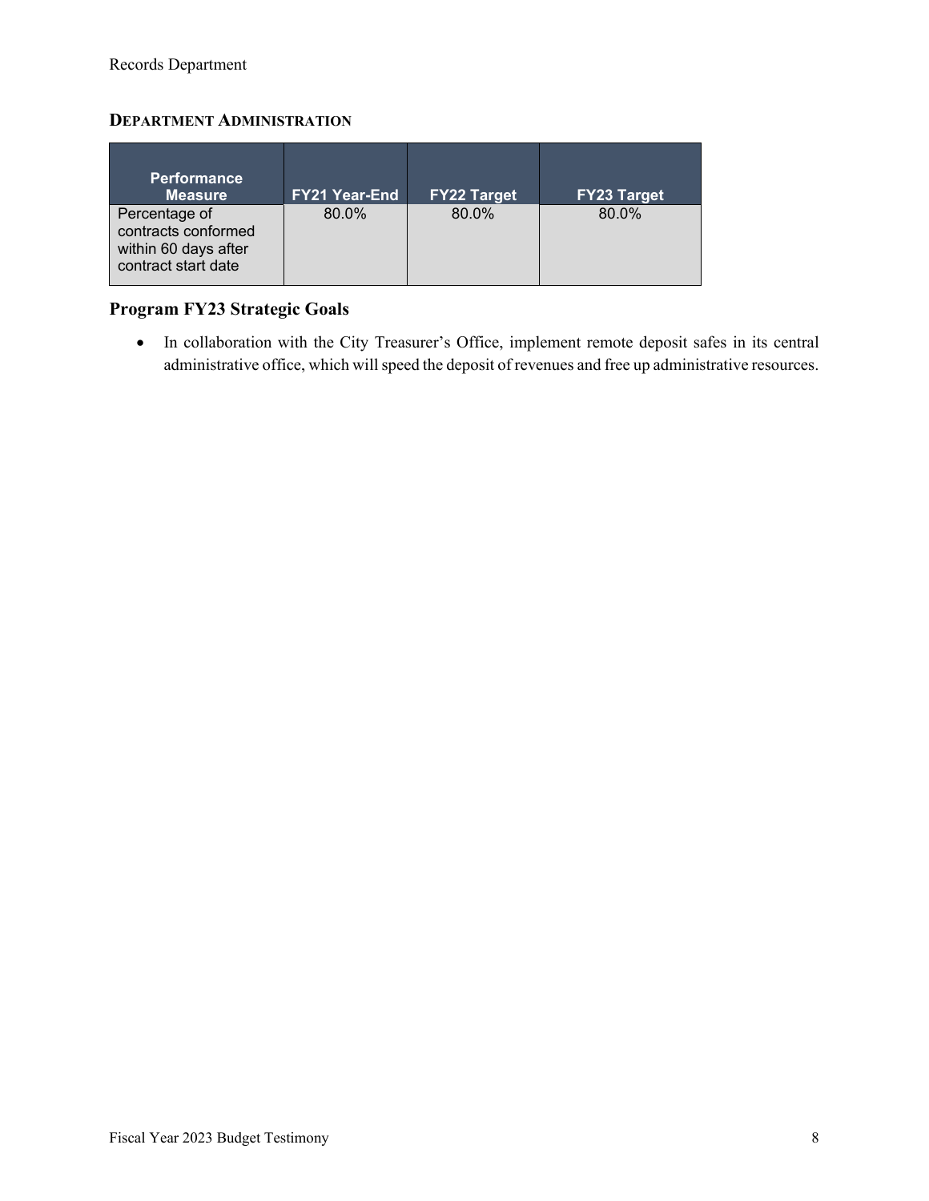### DEPARTMENT ADMINISTRATION

| Performance Measure | FY21 Year-End | FY22 Target | FY23 Target |
|---|---|---|---|
| Percentage of contracts conformed within 60 days after contract start date | 80.0% | 80.0% | 80.0% |

## Program FY23 Strategic Goals

- In collaboration with the City Treasurer's Office, implement remote deposit safes in its central administrative office, which will speed the deposit of revenues and free up administrative resources.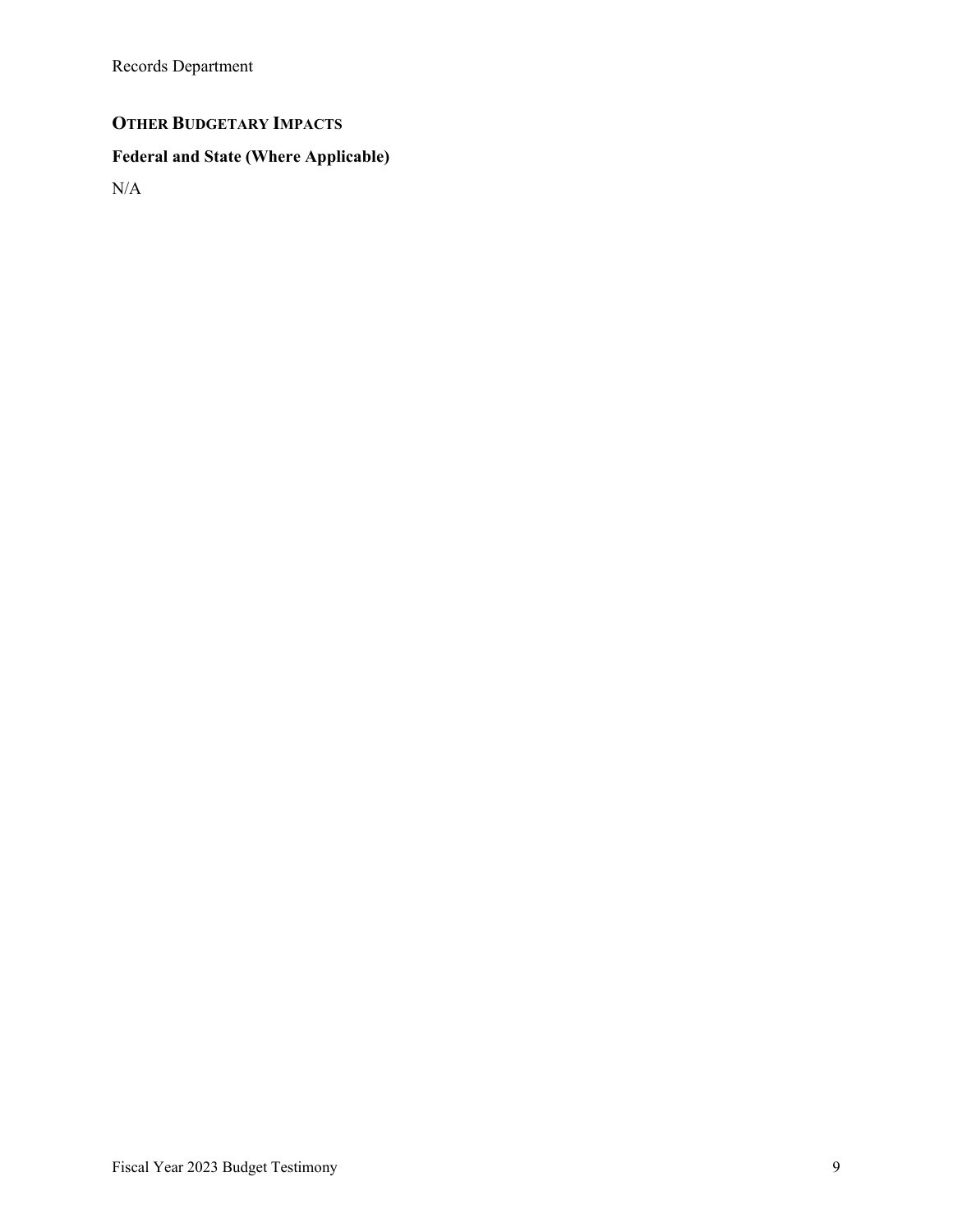## OTHER BUDGETARY IMPACTS

### Federal and State (Where Applicable)

N/A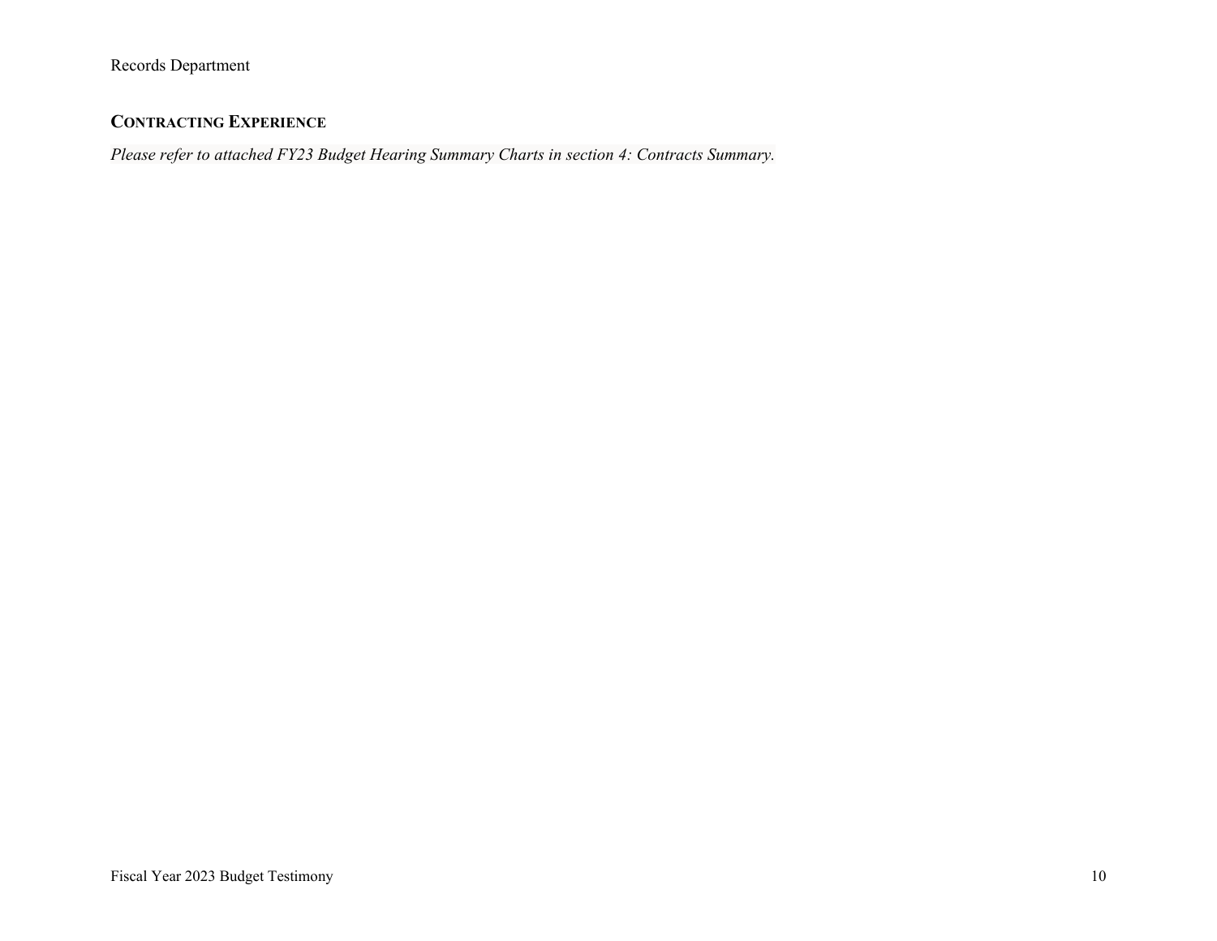## Contracting Experience

*Please refer to attached FY23 Budget Hearing Summary Charts in section 4: Contracts Summary.*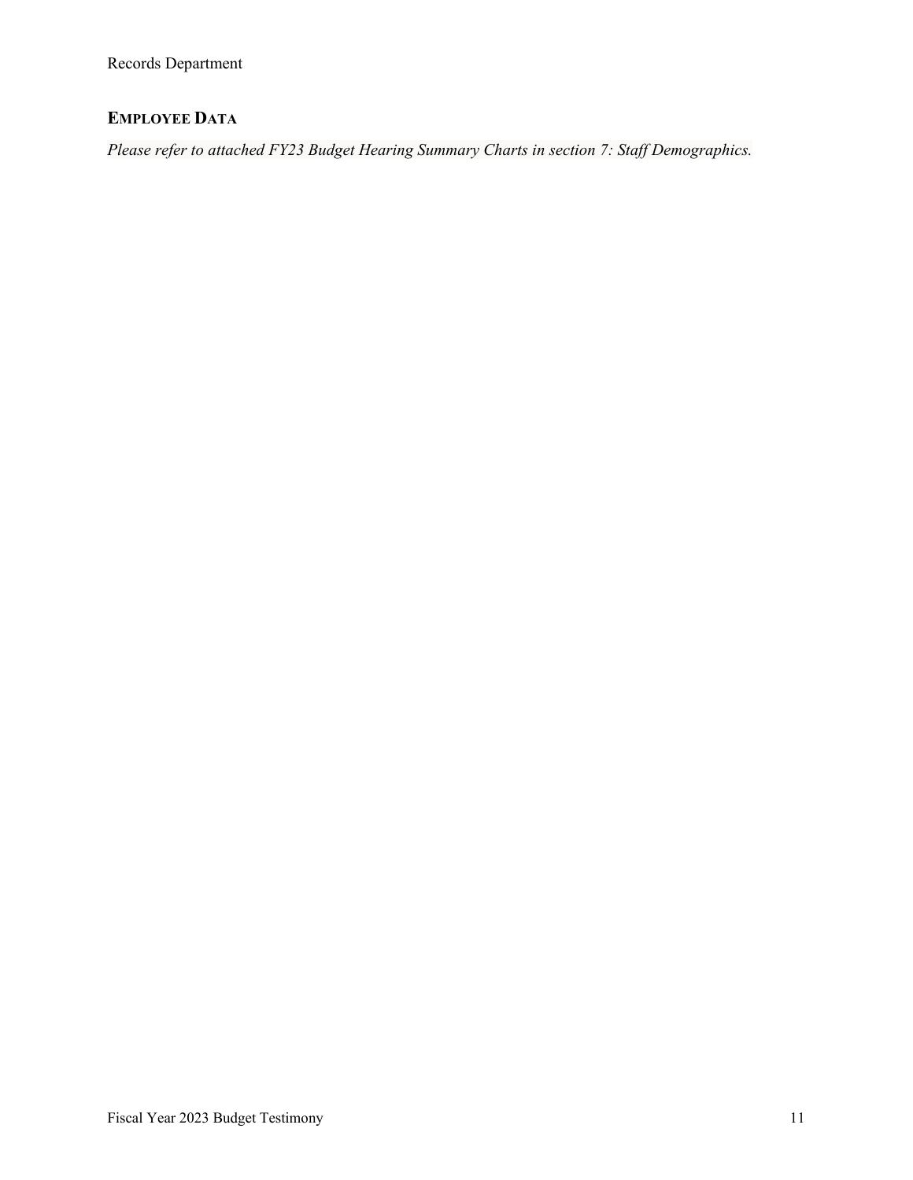## EMPLOYEE DATA

*Please refer to attached FY23 Budget Hearing Summary Charts in section 7: Staff Demographics.*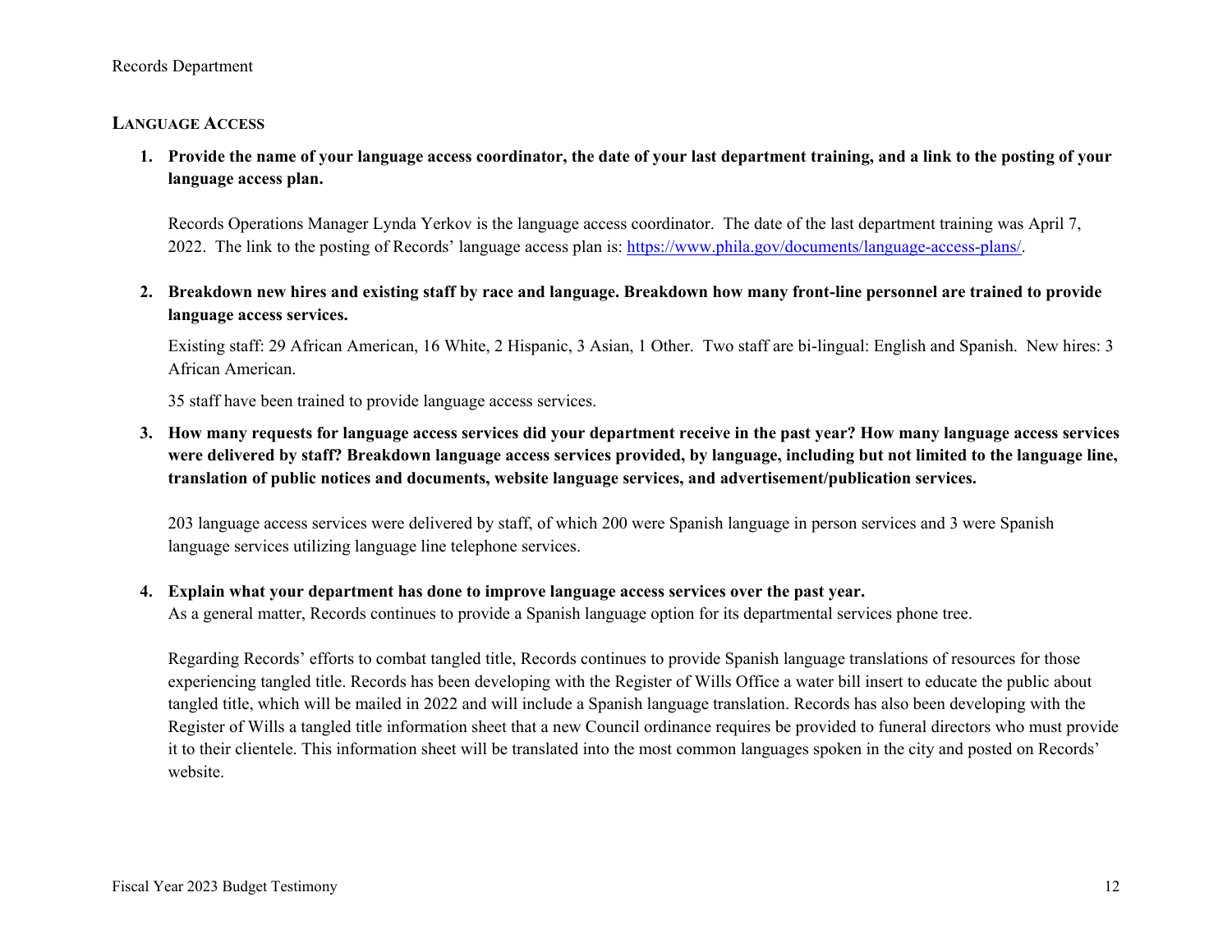## LANGUAGE ACCESS

1. **Provide the name of your language access coordinator, the date of your last department training, and a link to the posting of your language access plan.**

   Records Operations Manager Lynda Yerkov is the language access coordinator. The date of the last department training was April 7, 2022. The link to the posting of Records' language access plan is: [https://www.phila.gov/documents/language-access-plans/](https://www.phila.gov/documents/language-access-plans/).

2. **Breakdown new hires and existing staff by race and language. Breakdown how many front-line personnel are trained to provide language access services.**

   Existing staff: 29 African American, 16 White, 2 Hispanic, 3 Asian, 1 Other. Two staff are bi-lingual: English and Spanish. New hires: 3 African American.

   35 staff have been trained to provide language access services.

3. **How many requests for language access services did your department receive in the past year? How many language access services were delivered by staff? Breakdown language access services provided, by language, including but not limited to the language line, translation of public notices and documents, website language services, and advertisement/publication services.**

   203 language access services were delivered by staff, of which 200 were Spanish language in person services and 3 were Spanish language services utilizing language line telephone services.

4. **Explain what your department has done to improve language access services over the past year.**

   As a general matter, Records continues to provide a Spanish language option for its departmental services phone tree.

   Regarding Records' efforts to combat tangled title, Records continues to provide Spanish language translations of resources for those experiencing tangled title. Records has been developing with the Register of Wills Office a water bill insert to educate the public about tangled title, which will be mailed in 2022 and will include a Spanish language translation. Records has also been developing with the Register of Wills a tangled title information sheet that a new Council ordinance requires be provided to funeral directors who must provide it to their clientele. This information sheet will be translated into the most common languages spoken in the city and posted on Records' website.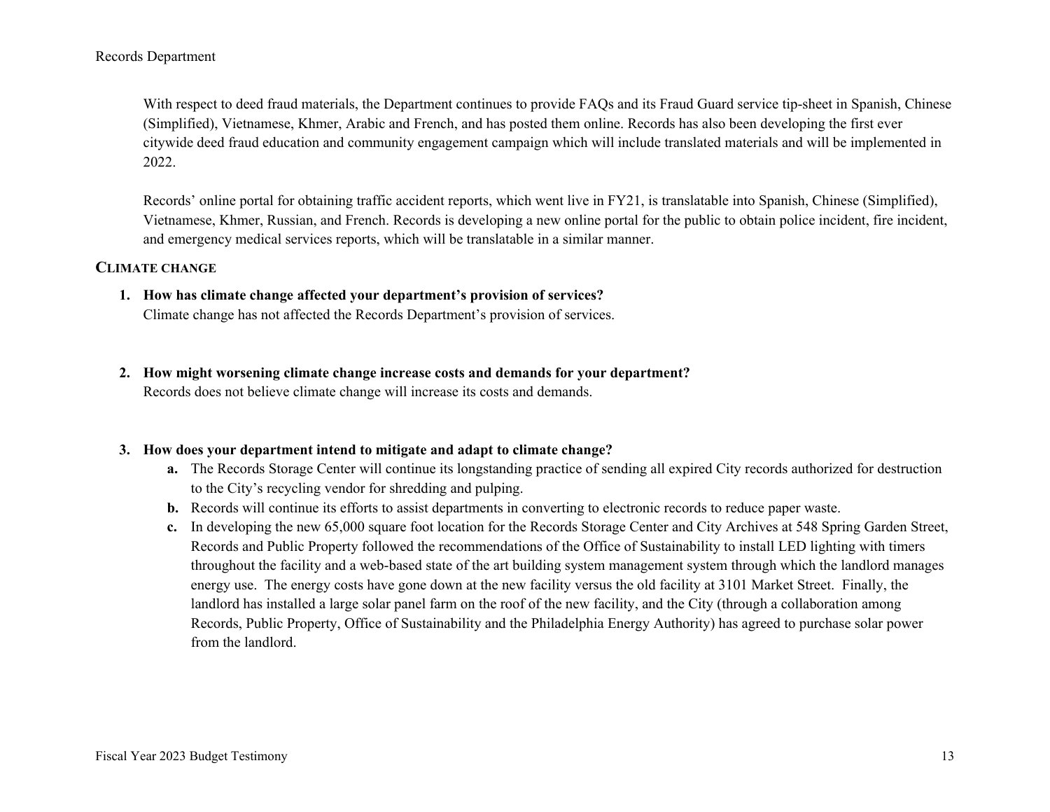With respect to deed fraud materials, the Department continues to provide FAQs and its Fraud Guard service tip-sheet in Spanish, Chinese (Simplified), Vietnamese, Khmer, Arabic and French, and has posted them online. Records has also been developing the first ever citywide deed fraud education and community engagement campaign which will include translated materials and will be implemented in 2022.

Records' online portal for obtaining traffic accident reports, which went live in FY21, is translatable into Spanish, Chinese (Simplified), Vietnamese, Khmer, Russian, and French. Records is developing a new online portal for the public to obtain police incident, fire incident, and emergency medical services reports, which will be translatable in a similar manner.

## CLIMATE CHANGE

1. **How has climate change affected your department's provision of services?**
   Climate change has not affected the Records Department's provision of services.

2. **How might worsening climate change increase costs and demands for your department?**
   Records does not believe climate change will increase its costs and demands.

3. **How does your department intend to mitigate and adapt to climate change?**
   - **a.** The Records Storage Center will continue its longstanding practice of sending all expired City records authorized for destruction to the City's recycling vendor for shredding and pulping.
   - **b.** Records will continue its efforts to assist departments in converting to electronic records to reduce paper waste.
   - **c.** In developing the new 65,000 square foot location for the Records Storage Center and City Archives at 548 Spring Garden Street, Records and Public Property followed the recommendations of the Office of Sustainability to install LED lighting with timers throughout the facility and a web-based state of the art building system management system through which the landlord manages energy use. The energy costs have gone down at the new facility versus the old facility at 3101 Market Street. Finally, the landlord has installed a large solar panel farm on the roof of the new facility, and the City (through a collaboration among Records, Public Property, Office of Sustainability and the Philadelphia Energy Authority) has agreed to purchase solar power from the landlord.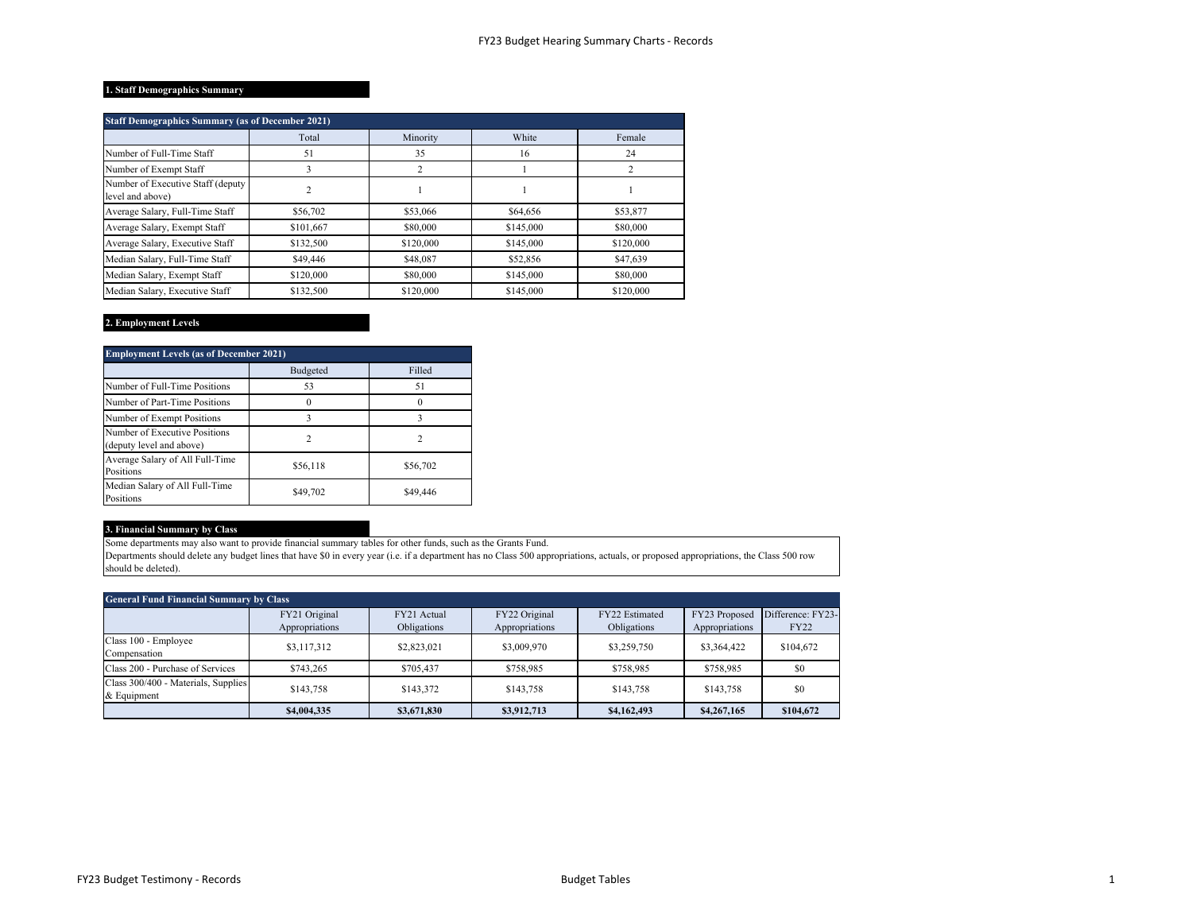## 1. Staff Demographics Summary

| Staff Demographics Summary (as of December 2021) | | | | |
|---|---|---|---|---|
| | Total | Minority | White | Female |
| Number of Full-Time Staff | 51 | 35 | 16 | 24 |
| Number of Exempt Staff | 3 | 2 | 1 | 2 |
| Number of Executive Staff (deputy level and above) | 2 | 1 | 1 | 1 |
| Average Salary, Full-Time Staff | $56,702 | $53,066 | $64,656 | $53,877 |
| Average Salary, Exempt Staff | $101,667 | $80,000 | $145,000 | $80,000 |
| Average Salary, Executive Staff | $132,500 | $120,000 | $145,000 | $120,000 |
| Median Salary, Full-Time Staff | $49,446 | $48,087 | $52,856 | $47,639 |
| Median Salary, Exempt Staff | $120,000 | $80,000 | $145,000 | $80,000 |
| Median Salary, Executive Staff | $132,500 | $120,000 | $145,000 | $120,000 |

## 2. Employment Levels

| Employment Levels (as of December 2021) | | |
|---|---|---|
| | Budgeted | Filled |
| Number of Full-Time Positions | 53 | 51 |
| Number of Part-Time Positions | 0 | 0 |
| Number of Exempt Positions | 3 | 3 |
| Number of Executive Positions (deputy level and above) | 2 | 2 |
| Average Salary of All Full-Time Positions | $56,118 | $56,702 |
| Median Salary of All Full-Time Positions | $49,702 | $49,446 |

## 3. Financial Summary by Class

Some departments may also want to provide financial summary tables for other funds, such as the Grants Fund.
Departments should delete any budget lines that have $0 in every year (i.e. if a department has no Class 500 appropriations, actuals, or proposed appropriations, the Class 500 row should be deleted).

| General Fund Financial Summary by Class | | | | | | |
|---|---|---|---|---|---|---|
| | FY21 Original Appropriations | FY21 Actual Obligations | FY22 Original Appropriations | FY22 Estimated Obligations | FY23 Proposed Appropriations | Difference: FY23-FY22 |
| Class 100 - Employee Compensation | $3,117,312 | $2,823,021 | $3,009,970 | $3,259,750 | $3,364,422 | $104,672 |
| Class 200 - Purchase of Services | $743,265 | $705,437 | $758,985 | $758,985 | $758,985 | $0 |
| Class 300/400 - Materials, Supplies & Equipment | $143,758 | $143,372 | $143,758 | $143,758 | $143,758 | $0 |
| | **$4,004,335** | **$3,671,830** | **$3,912,713** | **$4,162,493** | **$4,267,165** | **$104,672** |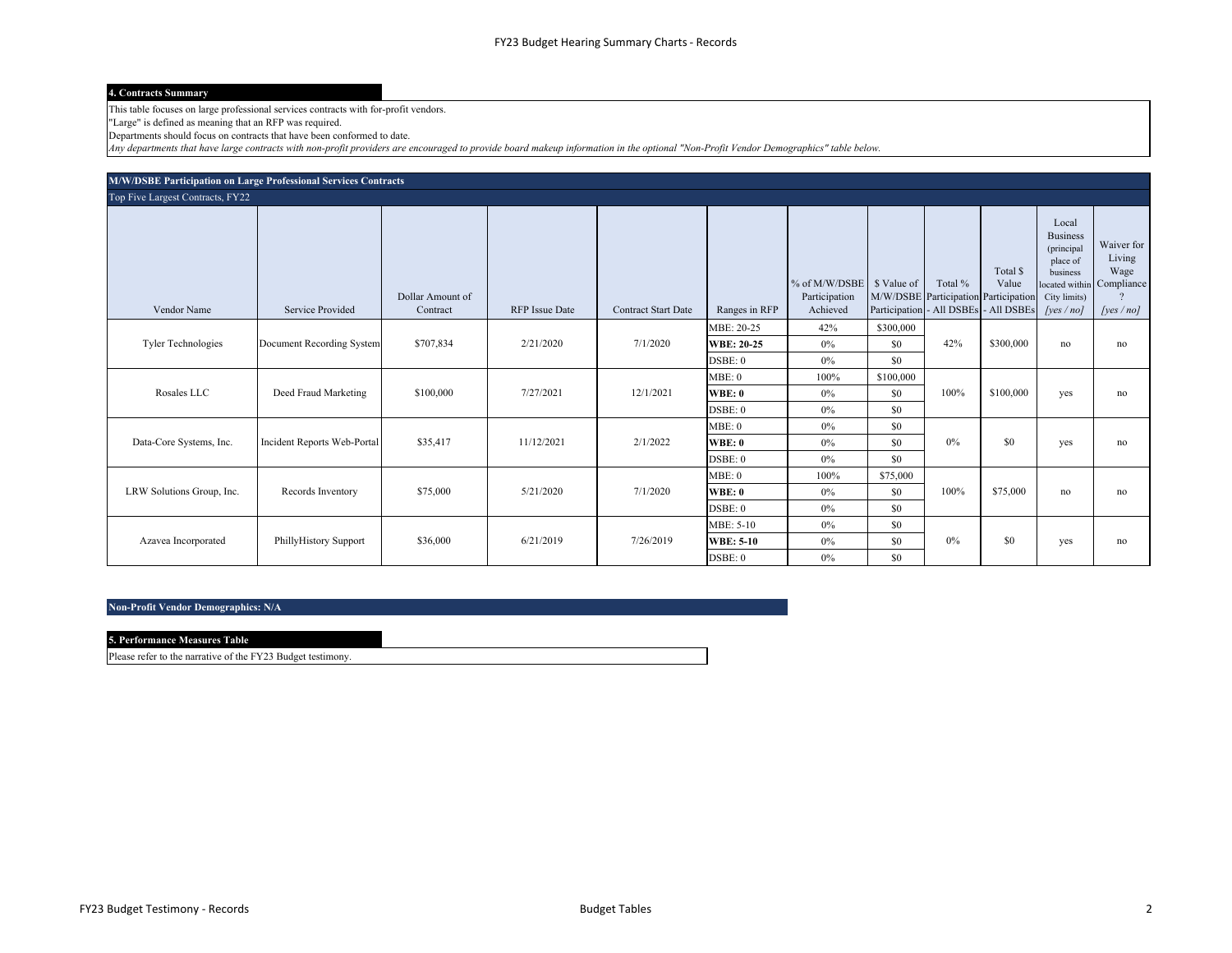FY23 Budget Hearing Summary Charts - Records

**4. Contracts Summary**

This table focuses on large professional services contracts with for-profit vendors.
"Large" is defined as meaning that an RFP was required.
Departments should focus on contracts that have been conformed to date.
*Any departments that have large contracts with non-profit providers are encouraged to provide board makeup information in the optional "Non-Profit Vendor Demographics" table below.*

**M/W/DSBE Participation on Large Professional Services Contracts**

Top Five Largest Contracts, FY22

| Vendor Name | Service Provided | Dollar Amount of Contract | RFP Issue Date | Contract Start Date | Ranges in RFP | % of M/W/DSBE Participation Achieved | $ Value of M/W/DSBE Participation | Total % Participation - All DSBEs | Total $ Value Participation - All DSBEs | Local Business (principal place of business located within City limits) *[yes / no]* | Waiver for Living Wage Compliance? *[yes / no]* |
|---|---|---|---|---|---|---|---|---|---|---|---|
| Tyler Technologies | Document Recording System | $707,834 | 2/21/2020 | 7/1/2020 | MBE: 20-25 | 42% | $300,000 | 42% | $300,000 | no | no |
| | | | | | **WBE: 20-25** | 0% | $0 | | | | |
| | | | | | DSBE: 0 | 0% | $0 | | | | |
| Rosales LLC | Deed Fraud Marketing | $100,000 | 7/27/2021 | 12/1/2021 | MBE: 0 | 100% | $100,000 | 100% | $100,000 | yes | no |
| | | | | | **WBE: 0** | 0% | $0 | | | | |
| | | | | | DSBE: 0 | 0% | $0 | | | | |
| Data-Core Systems, Inc. | Incident Reports Web-Portal | $35,417 | 11/12/2021 | 2/1/2022 | MBE: 0 | 0% | $0 | 0% | $0 | yes | no |
| | | | | | **WBE: 0** | 0% | $0 | | | | |
| | | | | | DSBE: 0 | 0% | $0 | | | | |
| LRW Solutions Group, Inc. | Records Inventory | $75,000 | 5/21/2020 | 7/1/2020 | MBE: 0 | 100% | $75,000 | 100% | $75,000 | no | no |
| | | | | | **WBE: 0** | 0% | $0 | | | | |
| | | | | | DSBE: 0 | 0% | $0 | | | | |
| Azavea Incorporated | PhillyHistory Support | $36,000 | 6/21/2019 | 7/26/2019 | MBE: 5-10 | 0% | $0 | 0% | $0 | yes | no |
| | | | | | **WBE: 5-10** | 0% | $0 | | | | |
| | | | | | DSBE: 0 | 0% | $0 | | | | |

**Non-Profit Vendor Demographics: N/A**

**5. Performance Measures Table**

Please refer to the narrative of the FY23 Budget testimony.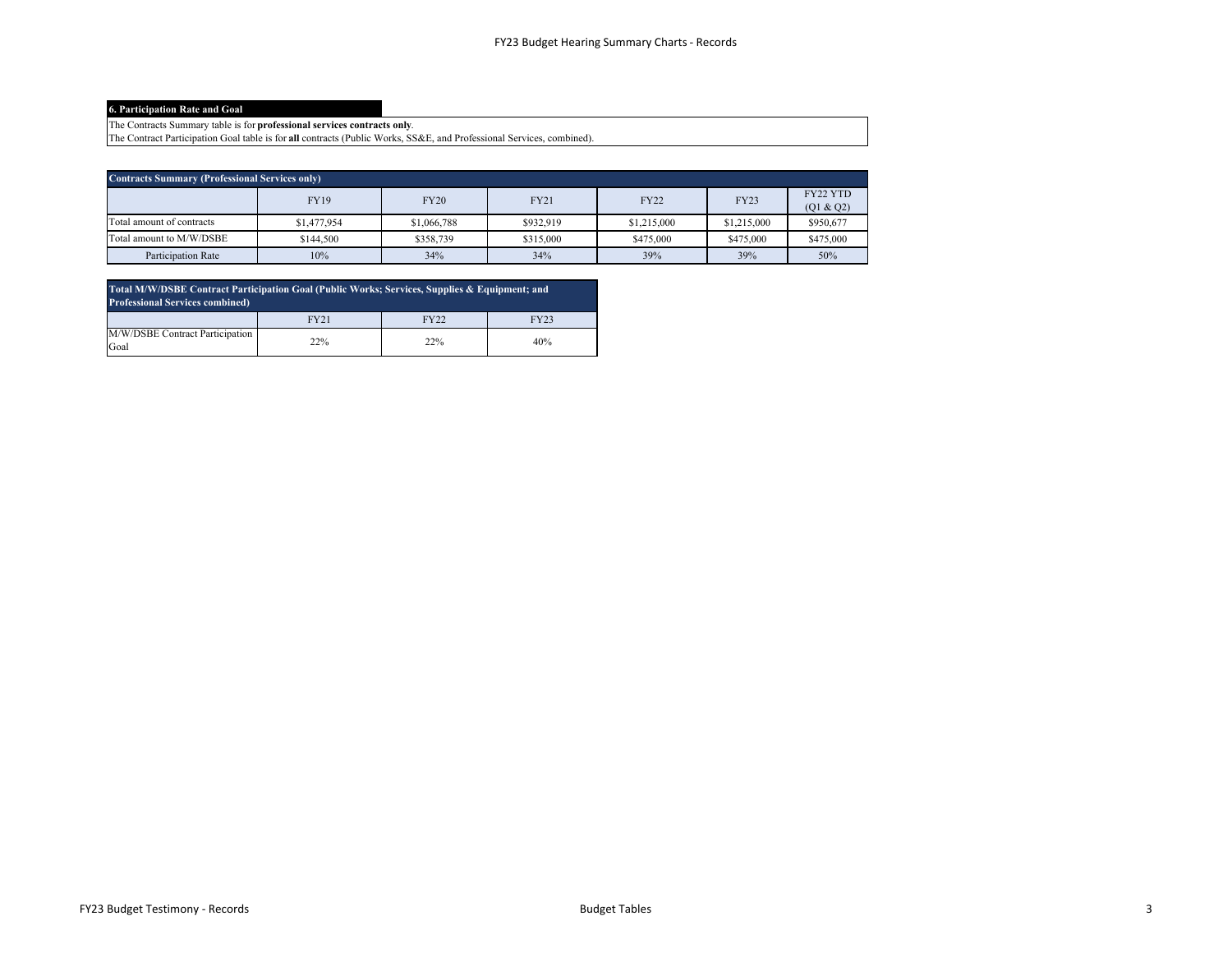## 6. Participation Rate and Goal

The Contracts Summary table is for **professional services contracts only**.
The Contract Participation Goal table is for **all** contracts (Public Works, SS&E, and Professional Services, combined).

| Contracts Summary (Professional Services only) | | | | | | |
|---|---|---|---|---|---|---|
| | FY19 | FY20 | FY21 | FY22 | FY23 | FY22 YTD (Q1 & Q2) |
| Total amount of contracts | $1,477,954 | $1,066,788 | $932,919 | $1,215,000 | $1,215,000 | $950,677 |
| Total amount to M/W/DSBE | $144,500 | $358,739 | $315,000 | $475,000 | $475,000 | $475,000 |
| Participation Rate | 10% | 34% | 34% | 39% | 39% | 50% |

| Total M/W/DSBE Contract Participation Goal (Public Works; Services, Supplies & Equipment; and Professional Services combined) | | | |
|---|---|---|---|
| | FY21 | FY22 | FY23 |
| M/W/DSBE Contract Participation Goal | 22% | 22% | 40% |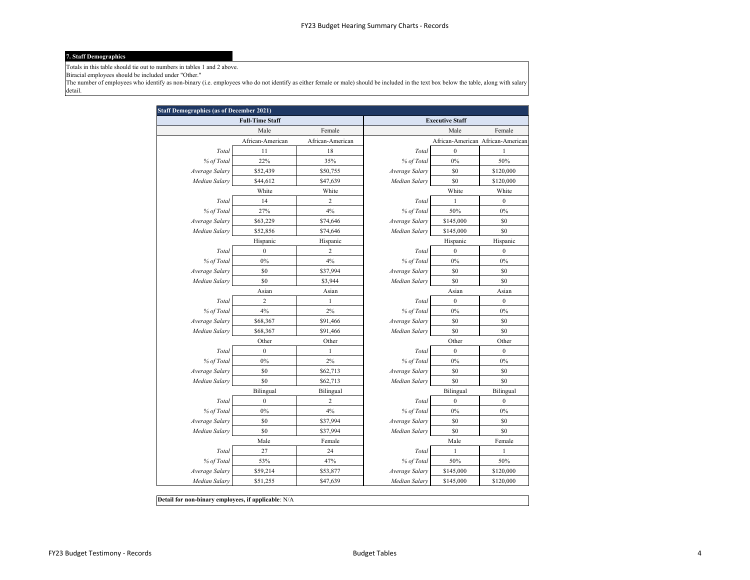### 7. Staff Demographics

Totals in this table should tie out to numbers in tables 1 and 2 above.
Biracial employees should be included under "Other."
The number of employees who identify as non-binary (i.e. employees who do not identify as either female or male) should be included in the text box below the table, along with salary detail.

| Staff Demographics (as of December 2021) | | | | | |
|---|---|---|---|---|---|
| **Full-Time Staff** | | | **Executive Staff** | | |
| | Male | Female | | Male | Female |
| | African-American | African-American | | African-American | African-American |
| *Total* | 11 | 18 | *Total* | 0 | 1 |
| *% of Total* | 22% | 35% | *% of Total* | 0% | 50% |
| *Average Salary* | $52,439 | $50,755 | *Average Salary* | $0 | $120,000 |
| *Median Salary* | $44,612 | $47,639 | *Median Salary* | $0 | $120,000 |
| | White | White | | White | White |
| *Total* | 14 | 2 | *Total* | 1 | 0 |
| *% of Total* | 27% | 4% | *% of Total* | 50% | 0% |
| *Average Salary* | $63,229 | $74,646 | *Average Salary* | $145,000 | $0 |
| *Median Salary* | $52,856 | $74,646 | *Median Salary* | $145,000 | $0 |
| | Hispanic | Hispanic | | Hispanic | Hispanic |
| *Total* | 0 | 2 | *Total* | 0 | 0 |
| *% of Total* | 0% | 4% | *% of Total* | 0% | 0% |
| *Average Salary* | $0 | $37,994 | *Average Salary* | $0 | $0 |
| *Median Salary* | $0 | $3,944 | *Median Salary* | $0 | $0 |
| | Asian | Asian | | Asian | Asian |
| *Total* | 2 | 1 | *Total* | 0 | 0 |
| *% of Total* | 4% | 2% | *% of Total* | 0% | 0% |
| *Average Salary* | $68,367 | $91,466 | *Average Salary* | $0 | $0 |
| *Median Salary* | $68,367 | $91,466 | *Median Salary* | $0 | $0 |
| | Other | Other | | Other | Other |
| *Total* | 0 | 1 | *Total* | 0 | 0 |
| *% of Total* | 0% | 2% | *% of Total* | 0% | 0% |
| *Average Salary* | $0 | $62,713 | *Average Salary* | $0 | $0 |
| *Median Salary* | $0 | $62,713 | *Median Salary* | $0 | $0 |
| | Bilingual | Bilingual | | Bilingual | Bilingual |
| *Total* | 0 | 2 | *Total* | 0 | 0 |
| *% of Total* | 0% | 4% | *% of Total* | 0% | 0% |
| *Average Salary* | $0 | $37,994 | *Average Salary* | $0 | $0 |
| *Median Salary* | $0 | $37,994 | *Median Salary* | $0 | $0 |
| | Male | Female | | Male | Female |
| *Total* | 27 | 24 | *Total* | 1 | 1 |
| *% of Total* | 53% | 47% | *% of Total* | 50% | 50% |
| *Average Salary* | $59,214 | $53,877 | *Average Salary* | $145,000 | $120,000 |
| *Median Salary* | $51,255 | $47,639 | *Median Salary* | $145,000 | $120,000 |

**Detail for non-binary employees, if applicable**: N/A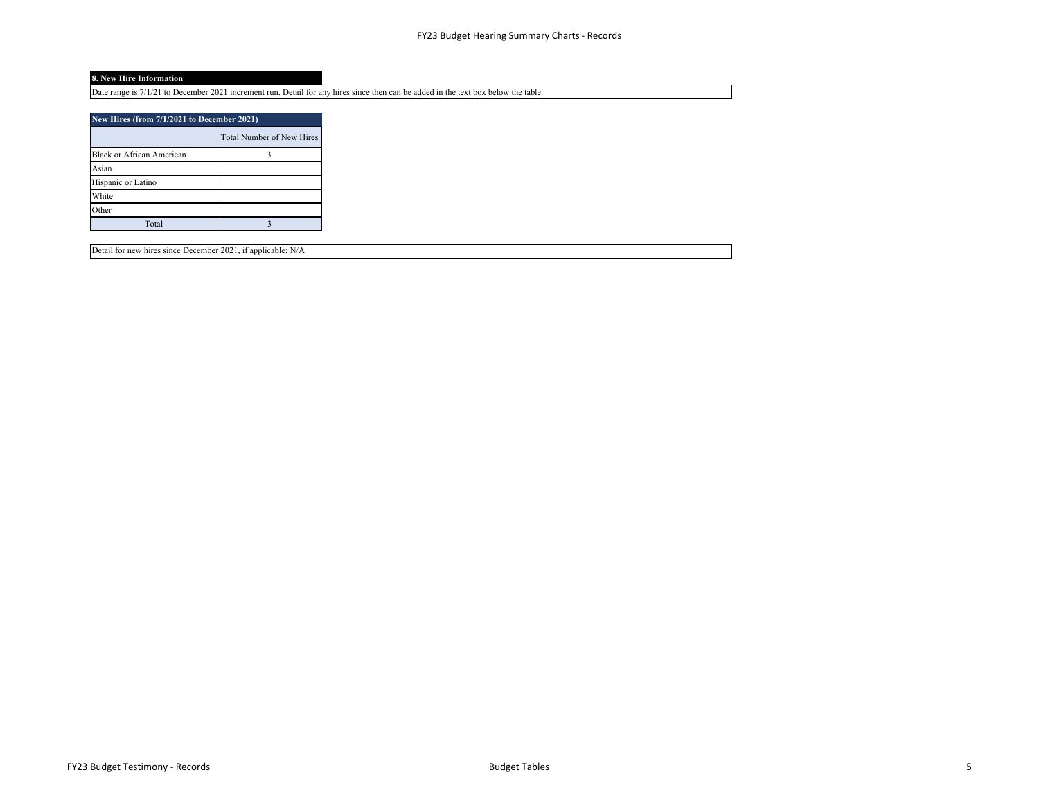## 8. New Hire Information

Date range is 7/1/21 to December 2021 increment run. Detail for any hires since then can be added in the text box below the table.

| New Hires (from 7/1/2021 to December 2021) | |
|---|---|
| | Total Number of New Hires |
| Black or African American | 3 |
| Asian | |
| Hispanic or Latino | |
| White | |
| Other | |
| Total | 3 |

Detail for new hires since December 2021, if applicable: N/A